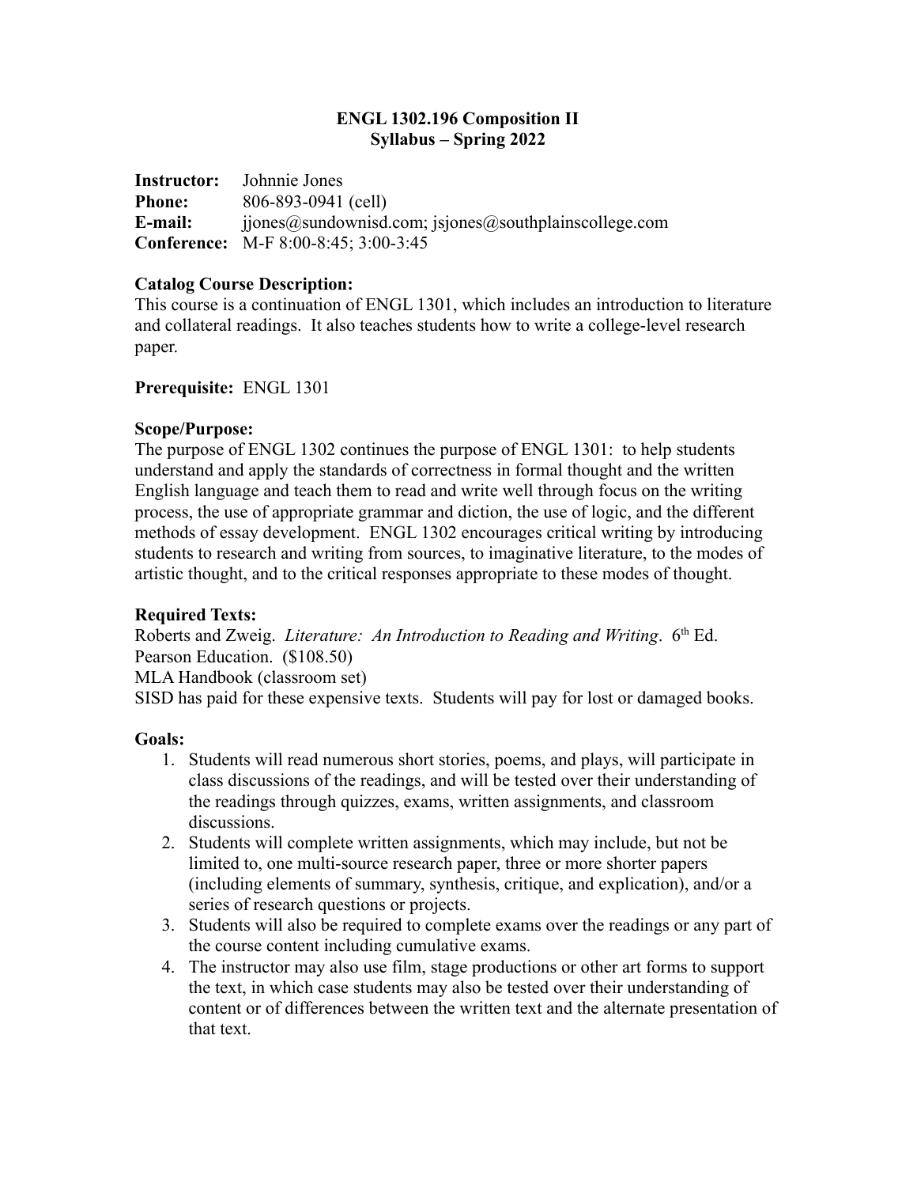**ENGL 1302.196 Composition II**
**Syllabus – Spring 2022**

**Instructor:** Johnnie Jones
**Phone:** 806-893-0941 (cell)
**E-mail:** jjones@sundownisd.com; jsjones@southplainscollege.com
**Conference:** M-F 8:00-8:45; 3:00-3:45

**Catalog Course Description:**
This course is a continuation of ENGL 1301, which includes an introduction to literature and collateral readings. It also teaches students how to write a college-level research paper.

**Prerequisite:** ENGL 1301

**Scope/Purpose:**
The purpose of ENGL 1302 continues the purpose of ENGL 1301: to help students understand and apply the standards of correctness in formal thought and the written English language and teach them to read and write well through focus on the writing process, the use of appropriate grammar and diction, the use of logic, and the different methods of essay development. ENGL 1302 encourages critical writing by introducing students to research and writing from sources, to imaginative literature, to the modes of artistic thought, and to the critical responses appropriate to these modes of thought.

**Required Texts:**
Roberts and Zweig. *Literature: An Introduction to Reading and Writing*. 6th Ed. Pearson Education. ($108.50)
MLA Handbook (classroom set)
SISD has paid for these expensive texts. Students will pay for lost or damaged books.

**Goals:**

1. Students will read numerous short stories, poems, and plays, will participate in class discussions of the readings, and will be tested over their understanding of the readings through quizzes, exams, written assignments, and classroom discussions.
2. Students will complete written assignments, which may include, but not be limited to, one multi-source research paper, three or more shorter papers (including elements of summary, synthesis, critique, and explication), and/or a series of research questions or projects.
3. Students will also be required to complete exams over the readings or any part of the course content including cumulative exams.
4. The instructor may also use film, stage productions or other art forms to support the text, in which case students may also be tested over their understanding of content or of differences between the written text and the alternate presentation of that text.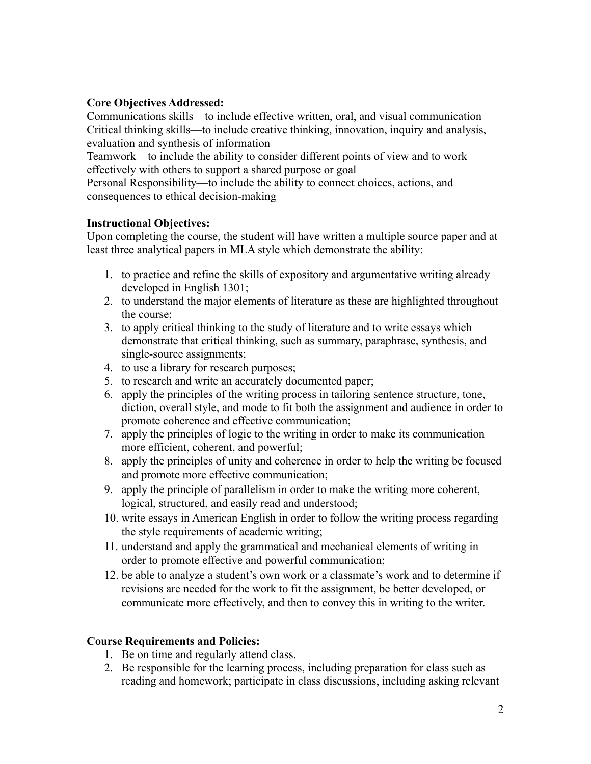**Core Objectives Addressed:**

Communications skills—to include effective written, oral, and visual communication
Critical thinking skills—to include creative thinking, innovation, inquiry and analysis, evaluation and synthesis of information
Teamwork—to include the ability to consider different points of view and to work effectively with others to support a shared purpose or goal
Personal Responsibility—to include the ability to connect choices, actions, and consequences to ethical decision-making

**Instructional Objectives:**

Upon completing the course, the student will have written a multiple source paper and at least three analytical papers in MLA style which demonstrate the ability:

1. to practice and refine the skills of expository and argumentative writing already developed in English 1301;
2. to understand the major elements of literature as these are highlighted throughout the course;
3. to apply critical thinking to the study of literature and to write essays which demonstrate that critical thinking, such as summary, paraphrase, synthesis, and single-source assignments;
4. to use a library for research purposes;
5. to research and write an accurately documented paper;
6. apply the principles of the writing process in tailoring sentence structure, tone, diction, overall style, and mode to fit both the assignment and audience in order to promote coherence and effective communication;
7. apply the principles of logic to the writing in order to make its communication more efficient, coherent, and powerful;
8. apply the principles of unity and coherence in order to help the writing be focused and promote more effective communication;
9. apply the principle of parallelism in order to make the writing more coherent, logical, structured, and easily read and understood;
10. write essays in American English in order to follow the writing process regarding the style requirements of academic writing;
11. understand and apply the grammatical and mechanical elements of writing in order to promote effective and powerful communication;
12. be able to analyze a student's own work or a classmate's work and to determine if revisions are needed for the work to fit the assignment, be better developed, or communicate more effectively, and then to convey this in writing to the writer.

**Course Requirements and Policies:**

1. Be on time and regularly attend class.
2. Be responsible for the learning process, including preparation for class such as reading and homework; participate in class discussions, including asking relevant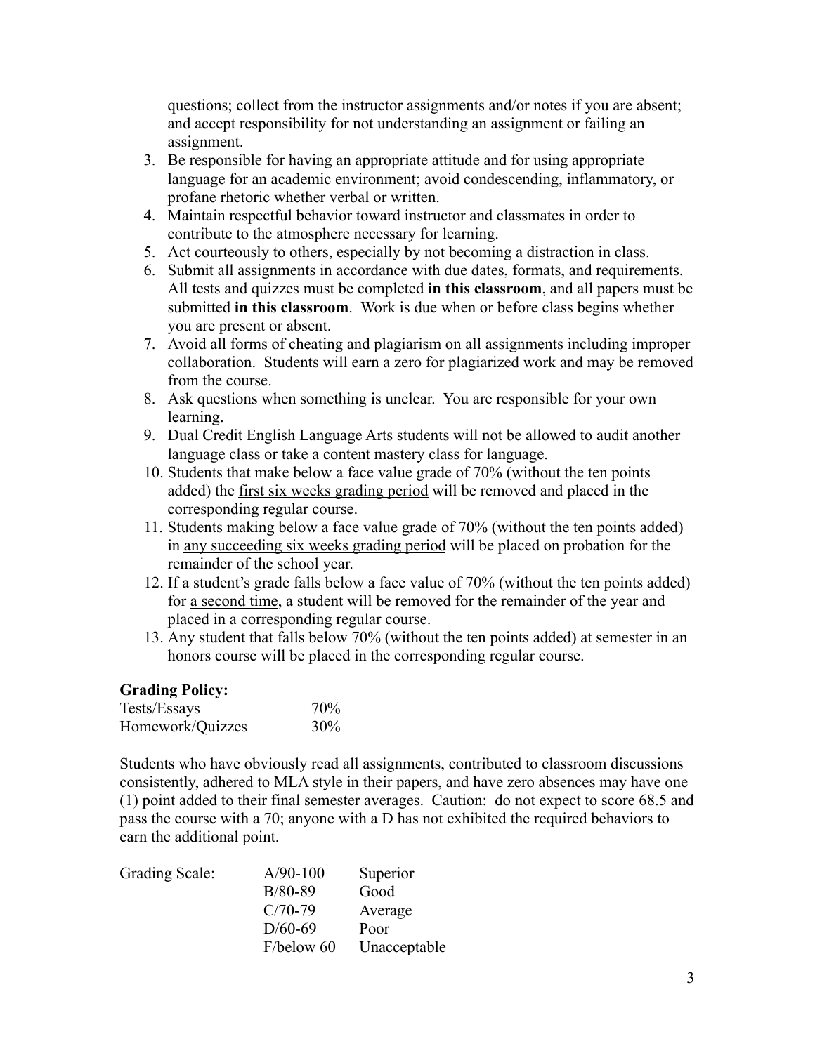questions; collect from the instructor assignments and/or notes if you are absent; and accept responsibility for not understanding an assignment or failing an assignment.

3. Be responsible for having an appropriate attitude and for using appropriate language for an academic environment; avoid condescending, inflammatory, or profane rhetoric whether verbal or written.
4. Maintain respectful behavior toward instructor and classmates in order to contribute to the atmosphere necessary for learning.
5. Act courteously to others, especially by not becoming a distraction in class.
6. Submit all assignments in accordance with due dates, formats, and requirements. All tests and quizzes must be completed **in this classroom**, and all papers must be submitted **in this classroom**. Work is due when or before class begins whether you are present or absent.
7. Avoid all forms of cheating and plagiarism on all assignments including improper collaboration. Students will earn a zero for plagiarized work and may be removed from the course.
8. Ask questions when something is unclear. You are responsible for your own learning.
9. Dual Credit English Language Arts students will not be allowed to audit another language class or take a content mastery class for language.
10. Students that make below a face value grade of 70% (without the ten points added) the <u>first six weeks grading period</u> will be removed and placed in the corresponding regular course.
11. Students making below a face value grade of 70% (without the ten points added) in <u>any succeeding six weeks grading period</u> will be placed on probation for the remainder of the school year.
12. If a student's grade falls below a face value of 70% (without the ten points added) for <u>a second time</u>, a student will be removed for the remainder of the year and placed in a corresponding regular course.
13. Any student that falls below 70% (without the ten points added) at semester in an honors course will be placed in the corresponding regular course.

**Grading Policy:**

| | |
|---|---|
| Tests/Essays | 70% |
| Homework/Quizzes | 30% |

Students who have obviously read all assignments, contributed to classroom discussions consistently, adhered to MLA style in their papers, and have zero absences may have one (1) point added to their final semester averages. Caution: do not expect to score 68.5 and pass the course with a 70; anyone with a D has not exhibited the required behaviors to earn the additional point.

| Grading Scale: | | |
|---|---|---|
| | A/90-100 | Superior |
| | B/80-89 | Good |
| | C/70-79 | Average |
| | D/60-69 | Poor |
| | F/below 60 | Unacceptable |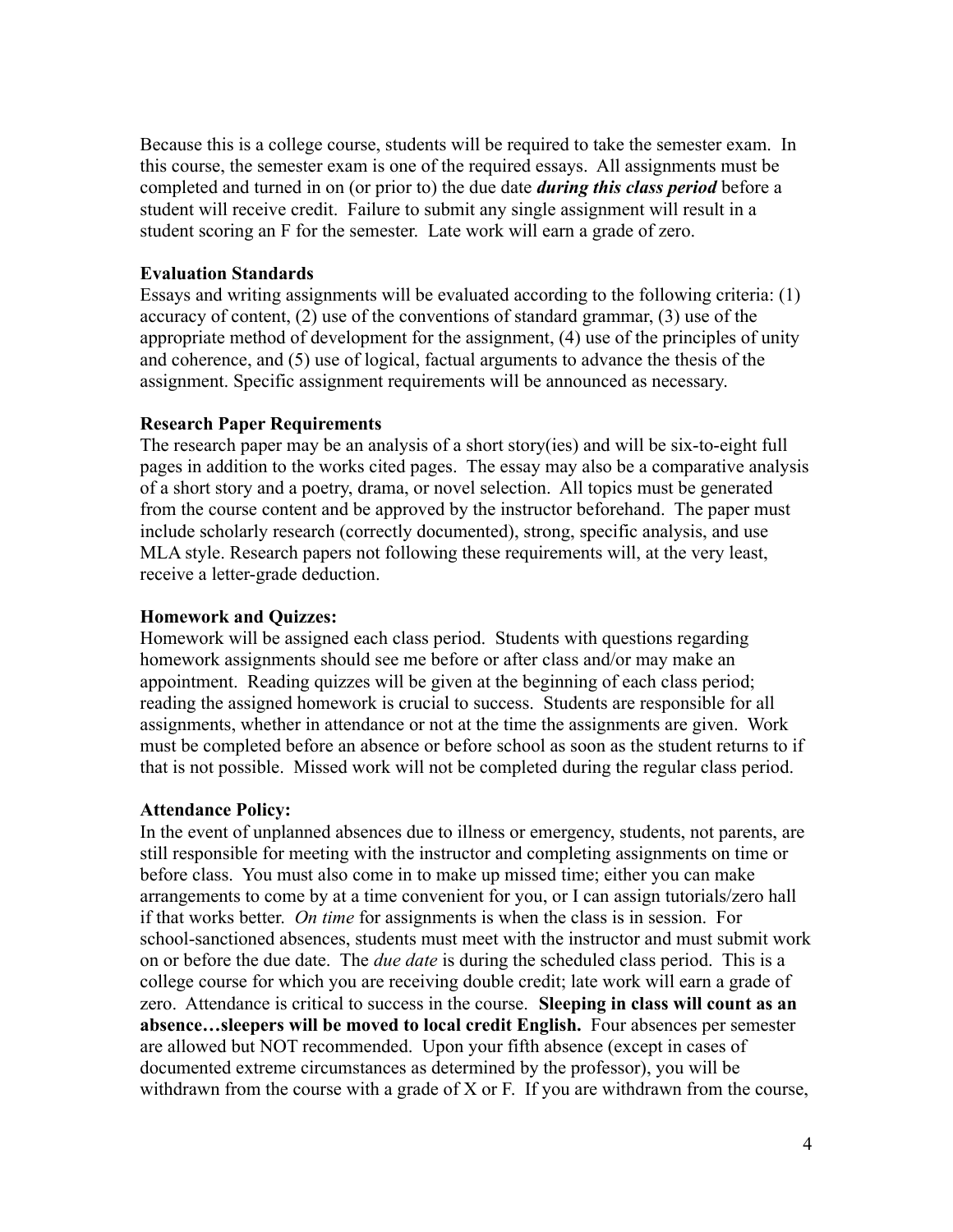Because this is a college course, students will be required to take the semester exam. In this course, the semester exam is one of the required essays. All assignments must be completed and turned in on (or prior to) the due date ***during this class period*** before a student will receive credit. Failure to submit any single assignment will result in a student scoring an F for the semester. Late work will earn a grade of zero.

**Evaluation Standards**

Essays and writing assignments will be evaluated according to the following criteria: (1) accuracy of content, (2) use of the conventions of standard grammar, (3) use of the appropriate method of development for the assignment, (4) use of the principles of unity and coherence, and (5) use of logical, factual arguments to advance the thesis of the assignment. Specific assignment requirements will be announced as necessary.

**Research Paper Requirements**

The research paper may be an analysis of a short story(ies) and will be six-to-eight full pages in addition to the works cited pages. The essay may also be a comparative analysis of a short story and a poetry, drama, or novel selection. All topics must be generated from the course content and be approved by the instructor beforehand. The paper must include scholarly research (correctly documented), strong, specific analysis, and use MLA style. Research papers not following these requirements will, at the very least, receive a letter-grade deduction.

**Homework and Quizzes:**

Homework will be assigned each class period. Students with questions regarding homework assignments should see me before or after class and/or may make an appointment. Reading quizzes will be given at the beginning of each class period; reading the assigned homework is crucial to success. Students are responsible for all assignments, whether in attendance or not at the time the assignments are given. Work must be completed before an absence or before school as soon as the student returns to if that is not possible. Missed work will not be completed during the regular class period.

**Attendance Policy:**

In the event of unplanned absences due to illness or emergency, students, not parents, are still responsible for meeting with the instructor and completing assignments on time or before class. You must also come in to make up missed time; either you can make arrangements to come by at a time convenient for you, or I can assign tutorials/zero hall if that works better. *On time* for assignments is when the class is in session. For school-sanctioned absences, students must meet with the instructor and must submit work on or before the due date. The *due date* is during the scheduled class period. This is a college course for which you are receiving double credit; late work will earn a grade of zero. Attendance is critical to success in the course. **Sleeping in class will count as an absence…sleepers will be moved to local credit English.** Four absences per semester are allowed but NOT recommended. Upon your fifth absence (except in cases of documented extreme circumstances as determined by the professor), you will be withdrawn from the course with a grade of X or F. If you are withdrawn from the course,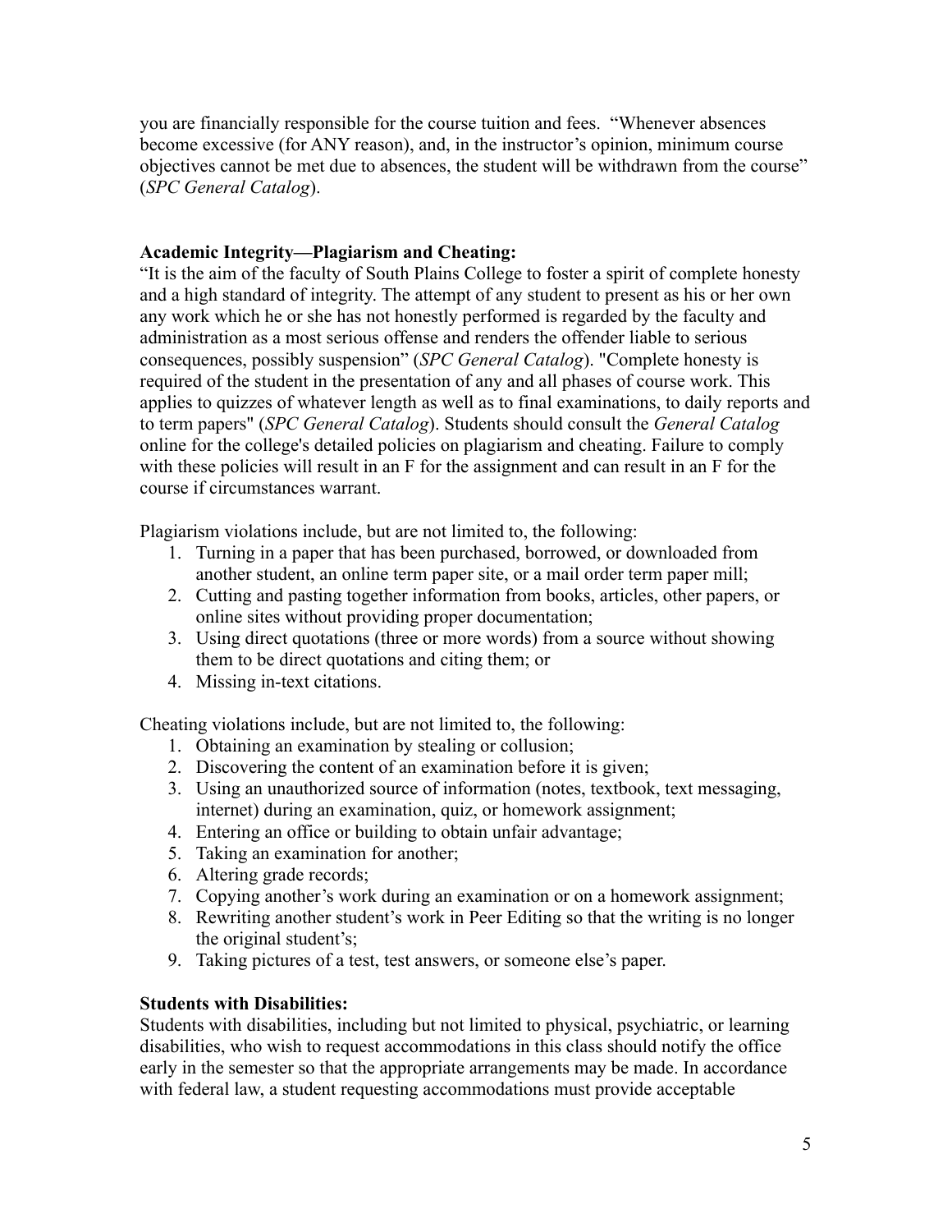you are financially responsible for the course tuition and fees. "Whenever absences become excessive (for ANY reason), and, in the instructor's opinion, minimum course objectives cannot be met due to absences, the student will be withdrawn from the course" (*SPC General Catalog*).

**Academic Integrity—Plagiarism and Cheating:**
"It is the aim of the faculty of South Plains College to foster a spirit of complete honesty and a high standard of integrity. The attempt of any student to present as his or her own any work which he or she has not honestly performed is regarded by the faculty and administration as a most serious offense and renders the offender liable to serious consequences, possibly suspension" (*SPC General Catalog*). "Complete honesty is required of the student in the presentation of any and all phases of course work. This applies to quizzes of whatever length as well as to final examinations, to daily reports and to term papers" (*SPC General Catalog*). Students should consult the *General Catalog* online for the college's detailed policies on plagiarism and cheating. Failure to comply with these policies will result in an F for the assignment and can result in an F for the course if circumstances warrant.

Plagiarism violations include, but are not limited to, the following:

1. Turning in a paper that has been purchased, borrowed, or downloaded from another student, an online term paper site, or a mail order term paper mill;
2. Cutting and pasting together information from books, articles, other papers, or online sites without providing proper documentation;
3. Using direct quotations (three or more words) from a source without showing them to be direct quotations and citing them; or
4. Missing in-text citations.

Cheating violations include, but are not limited to, the following:

1. Obtaining an examination by stealing or collusion;
2. Discovering the content of an examination before it is given;
3. Using an unauthorized source of information (notes, textbook, text messaging, internet) during an examination, quiz, or homework assignment;
4. Entering an office or building to obtain unfair advantage;
5. Taking an examination for another;
6. Altering grade records;
7. Copying another's work during an examination or on a homework assignment;
8. Rewriting another student's work in Peer Editing so that the writing is no longer the original student's;
9. Taking pictures of a test, test answers, or someone else's paper.

**Students with Disabilities:**
Students with disabilities, including but not limited to physical, psychiatric, or learning disabilities, who wish to request accommodations in this class should notify the office early in the semester so that the appropriate arrangements may be made. In accordance with federal law, a student requesting accommodations must provide acceptable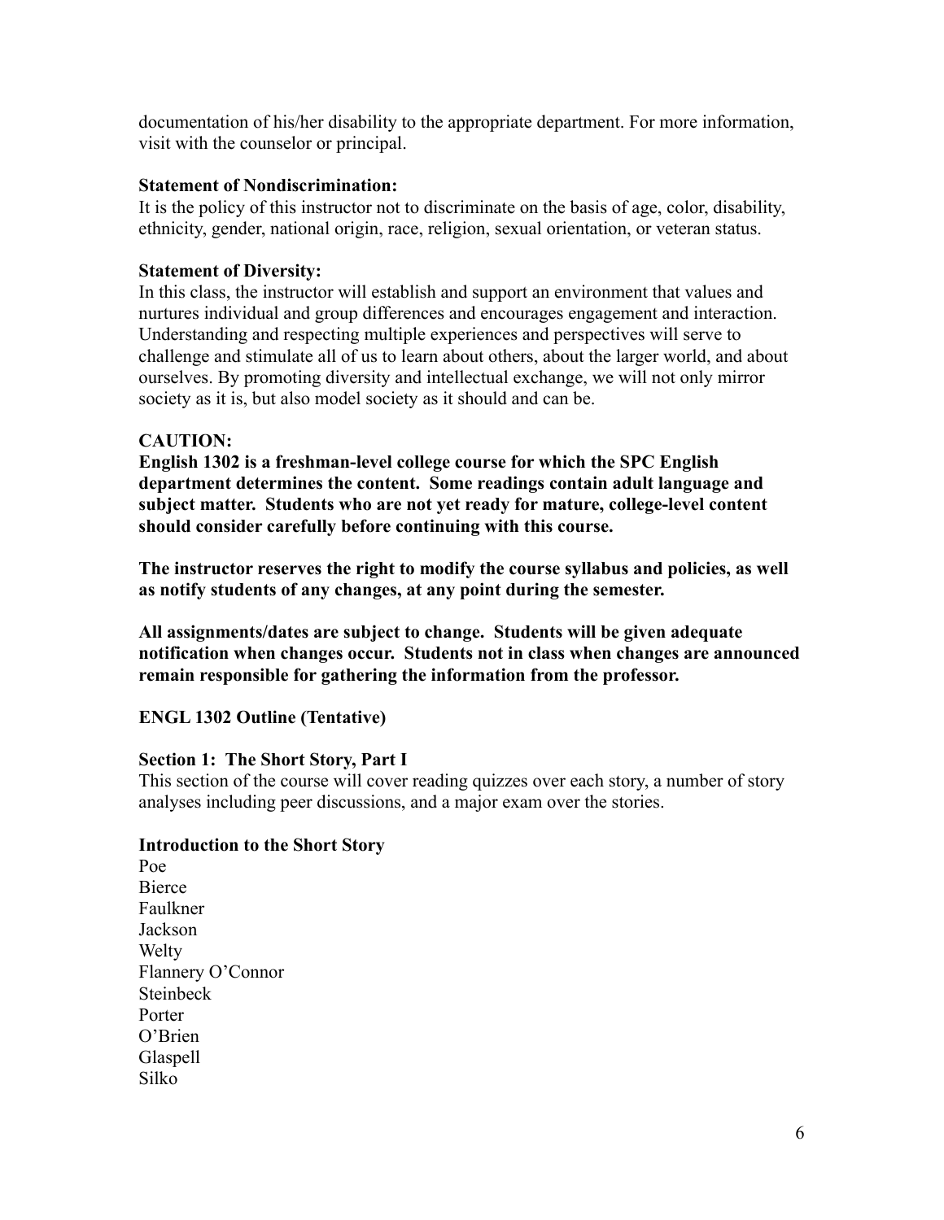documentation of his/her disability to the appropriate department. For more information, visit with the counselor or principal.

**Statement of Nondiscrimination:**
It is the policy of this instructor not to discriminate on the basis of age, color, disability, ethnicity, gender, national origin, race, religion, sexual orientation, or veteran status.

**Statement of Diversity:**
In this class, the instructor will establish and support an environment that values and nurtures individual and group differences and encourages engagement and interaction. Understanding and respecting multiple experiences and perspectives will serve to challenge and stimulate all of us to learn about others, about the larger world, and about ourselves. By promoting diversity and intellectual exchange, we will not only mirror society as it is, but also model society as it should and can be.

**CAUTION:**
**English 1302 is a freshman-level college course for which the SPC English department determines the content. Some readings contain adult language and subject matter. Students who are not yet ready for mature, college-level content should consider carefully before continuing with this course.**

**The instructor reserves the right to modify the course syllabus and policies, as well as notify students of any changes, at any point during the semester.**

**All assignments/dates are subject to change. Students will be given adequate notification when changes occur. Students not in class when changes are announced remain responsible for gathering the information from the professor.**

**ENGL 1302 Outline (Tentative)**

**Section 1: The Short Story, Part I**
This section of the course will cover reading quizzes over each story, a number of story analyses including peer discussions, and a major exam over the stories.

**Introduction to the Short Story**
Poe
Bierce
Faulkner
Jackson
Welty
Flannery O'Connor
Steinbeck
Porter
O'Brien
Glaspell
Silko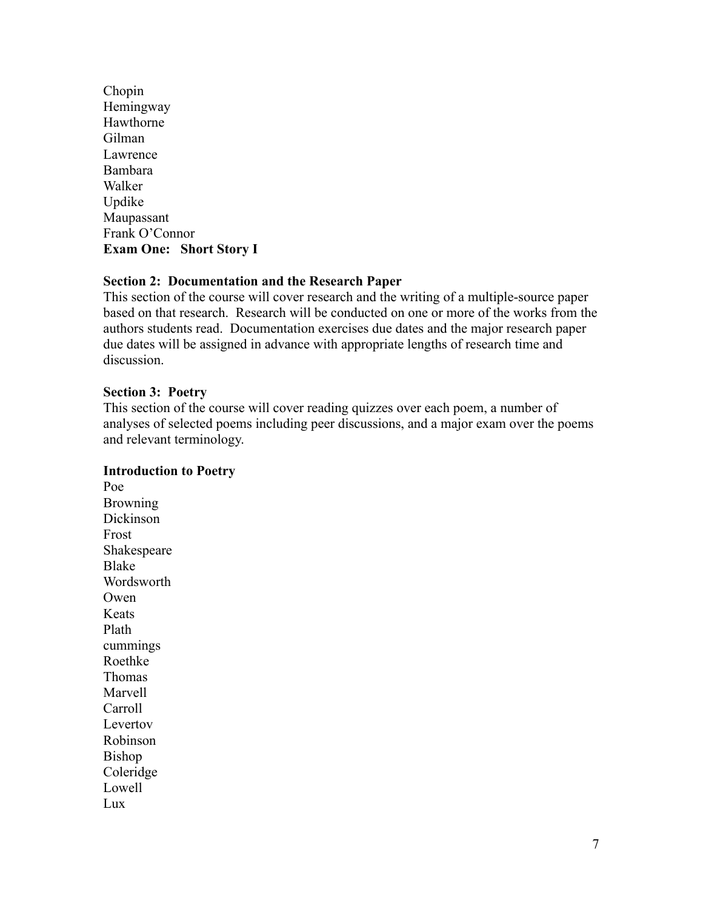Chopin
Hemingway
Hawthorne
Gilman
Lawrence
Bambara
Walker
Updike
Maupassant
Frank O'Connor
**Exam One: Short Story I**

**Section 2: Documentation and the Research Paper**
This section of the course will cover research and the writing of a multiple-source paper based on that research. Research will be conducted on one or more of the works from the authors students read. Documentation exercises due dates and the major research paper due dates will be assigned in advance with appropriate lengths of research time and discussion.

**Section 3: Poetry**
This section of the course will cover reading quizzes over each poem, a number of analyses of selected poems including peer discussions, and a major exam over the poems and relevant terminology.

**Introduction to Poetry**
Poe
Browning
Dickinson
Frost
Shakespeare
Blake
Wordsworth
Owen
Keats
Plath
cummings
Roethke
Thomas
Marvell
Carroll
Levertov
Robinson
Bishop
Coleridge
Lowell
Lux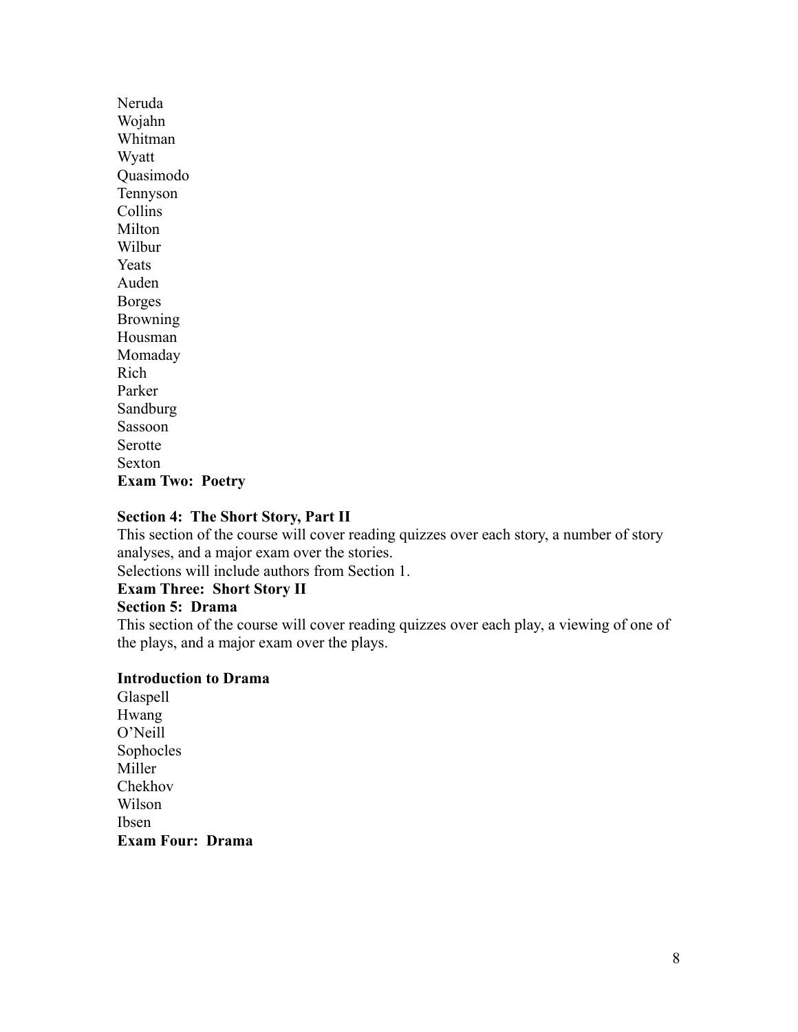Neruda
Wojahn
Whitman
Wyatt
Quasimodo
Tennyson
Collins
Milton
Wilbur
Yeats
Auden
Borges
Browning
Housman
Momaday
Rich
Parker
Sandburg
Sassoon
Serotte
Sexton

**Exam Two: Poetry**

**Section 4: The Short Story, Part II**

This section of the course will cover reading quizzes over each story, a number of story analyses, and a major exam over the stories.
Selections will include authors from Section 1.

**Exam Three: Short Story II**

**Section 5: Drama**

This section of the course will cover reading quizzes over each play, a viewing of one of the plays, and a major exam over the plays.

**Introduction to Drama**

Glaspell
Hwang
O'Neill
Sophocles
Miller
Chekhov
Wilson
Ibsen

**Exam Four: Drama**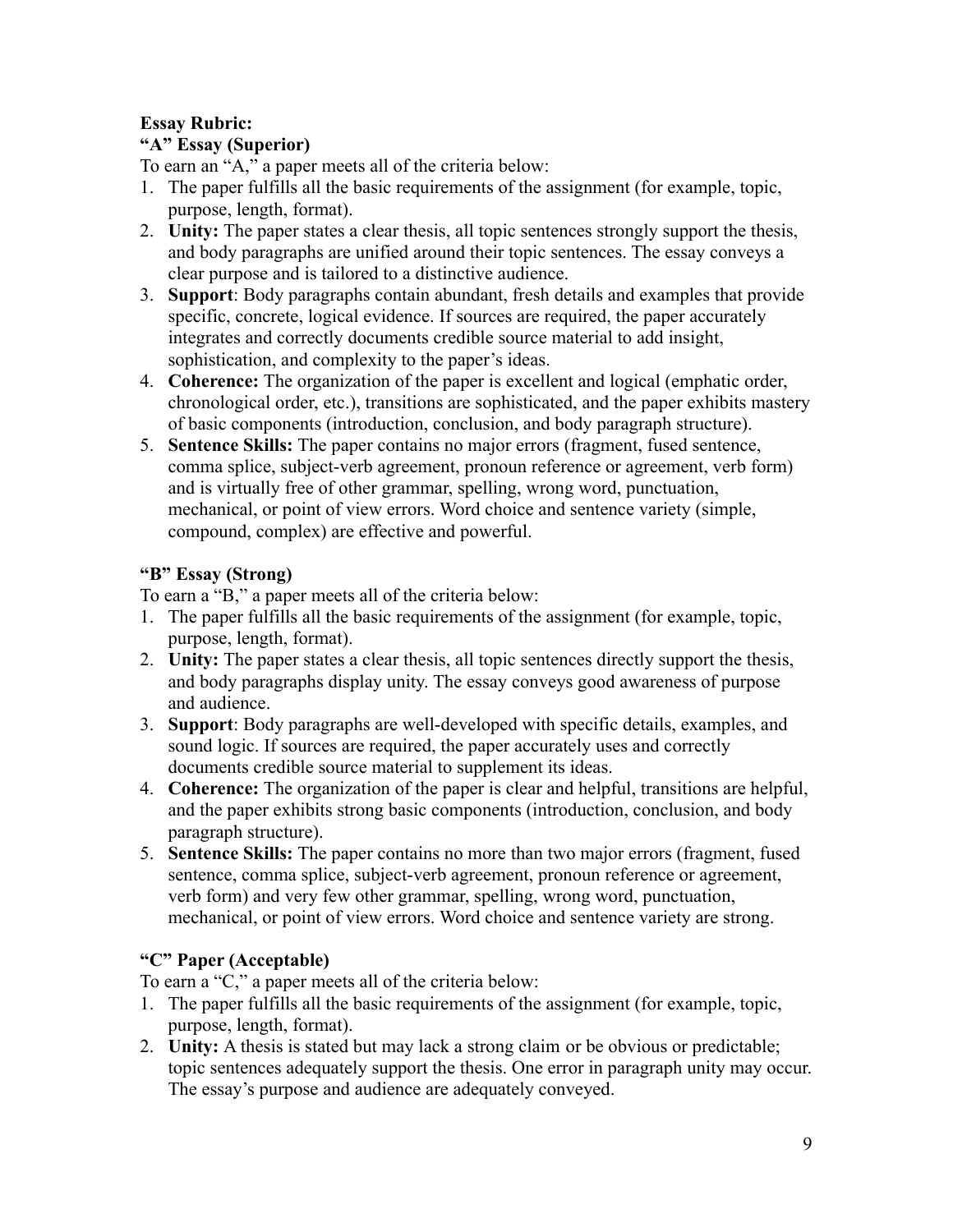**Essay Rubric:**

**"A" Essay (Superior)**

To earn an "A," a paper meets all of the criteria below:

1. The paper fulfills all the basic requirements of the assignment (for example, topic, purpose, length, format).
2. **Unity:** The paper states a clear thesis, all topic sentences strongly support the thesis, and body paragraphs are unified around their topic sentences. The essay conveys a clear purpose and is tailored to a distinctive audience.
3. **Support**: Body paragraphs contain abundant, fresh details and examples that provide specific, concrete, logical evidence. If sources are required, the paper accurately integrates and correctly documents credible source material to add insight, sophistication, and complexity to the paper's ideas.
4. **Coherence:** The organization of the paper is excellent and logical (emphatic order, chronological order, etc.), transitions are sophisticated, and the paper exhibits mastery of basic components (introduction, conclusion, and body paragraph structure).
5. **Sentence Skills:** The paper contains no major errors (fragment, fused sentence, comma splice, subject-verb agreement, pronoun reference or agreement, verb form) and is virtually free of other grammar, spelling, wrong word, punctuation, mechanical, or point of view errors. Word choice and sentence variety (simple, compound, complex) are effective and powerful.

**"B" Essay (Strong)**

To earn a "B," a paper meets all of the criteria below:

1. The paper fulfills all the basic requirements of the assignment (for example, topic, purpose, length, format).
2. **Unity:** The paper states a clear thesis, all topic sentences directly support the thesis, and body paragraphs display unity. The essay conveys good awareness of purpose and audience.
3. **Support**: Body paragraphs are well-developed with specific details, examples, and sound logic. If sources are required, the paper accurately uses and correctly documents credible source material to supplement its ideas.
4. **Coherence:** The organization of the paper is clear and helpful, transitions are helpful, and the paper exhibits strong basic components (introduction, conclusion, and body paragraph structure).
5. **Sentence Skills:** The paper contains no more than two major errors (fragment, fused sentence, comma splice, subject-verb agreement, pronoun reference or agreement, verb form) and very few other grammar, spelling, wrong word, punctuation, mechanical, or point of view errors. Word choice and sentence variety are strong.

**"C" Paper (Acceptable)**

To earn a "C," a paper meets all of the criteria below:

1. The paper fulfills all the basic requirements of the assignment (for example, topic, purpose, length, format).
2. **Unity:** A thesis is stated but may lack a strong claim or be obvious or predictable; topic sentences adequately support the thesis. One error in paragraph unity may occur. The essay's purpose and audience are adequately conveyed.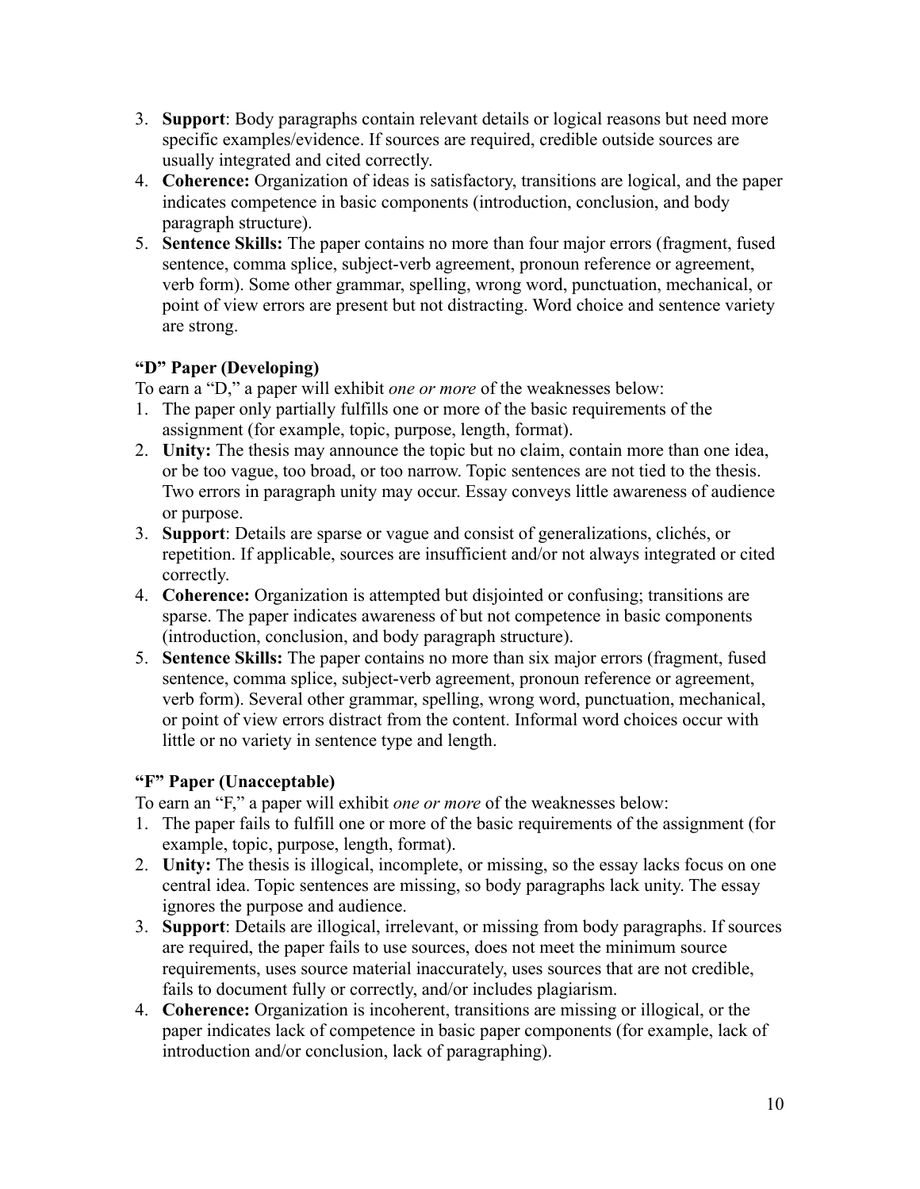3. **Support**: Body paragraphs contain relevant details or logical reasons but need more specific examples/evidence. If sources are required, credible outside sources are usually integrated and cited correctly.
4. **Coherence:** Organization of ideas is satisfactory, transitions are logical, and the paper indicates competence in basic components (introduction, conclusion, and body paragraph structure).
5. **Sentence Skills:** The paper contains no more than four major errors (fragment, fused sentence, comma splice, subject-verb agreement, pronoun reference or agreement, verb form). Some other grammar, spelling, wrong word, punctuation, mechanical, or point of view errors are present but not distracting. Word choice and sentence variety are strong.

**"D" Paper (Developing)**

To earn a "D," a paper will exhibit *one or more* of the weaknesses below:

1. The paper only partially fulfills one or more of the basic requirements of the assignment (for example, topic, purpose, length, format).
2. **Unity:** The thesis may announce the topic but no claim, contain more than one idea, or be too vague, too broad, or too narrow. Topic sentences are not tied to the thesis. Two errors in paragraph unity may occur. Essay conveys little awareness of audience or purpose.
3. **Support**: Details are sparse or vague and consist of generalizations, clichés, or repetition. If applicable, sources are insufficient and/or not always integrated or cited correctly.
4. **Coherence:** Organization is attempted but disjointed or confusing; transitions are sparse. The paper indicates awareness of but not competence in basic components (introduction, conclusion, and body paragraph structure).
5. **Sentence Skills:** The paper contains no more than six major errors (fragment, fused sentence, comma splice, subject-verb agreement, pronoun reference or agreement, verb form). Several other grammar, spelling, wrong word, punctuation, mechanical, or point of view errors distract from the content. Informal word choices occur with little or no variety in sentence type and length.

**"F" Paper (Unacceptable)**

To earn an "F," a paper will exhibit *one or more* of the weaknesses below:

1. The paper fails to fulfill one or more of the basic requirements of the assignment (for example, topic, purpose, length, format).
2. **Unity:** The thesis is illogical, incomplete, or missing, so the essay lacks focus on one central idea. Topic sentences are missing, so body paragraphs lack unity. The essay ignores the purpose and audience.
3. **Support**: Details are illogical, irrelevant, or missing from body paragraphs. If sources are required, the paper fails to use sources, does not meet the minimum source requirements, uses source material inaccurately, uses sources that are not credible, fails to document fully or correctly, and/or includes plagiarism.
4. **Coherence:** Organization is incoherent, transitions are missing or illogical, or the paper indicates lack of competence in basic paper components (for example, lack of introduction and/or conclusion, lack of paragraphing).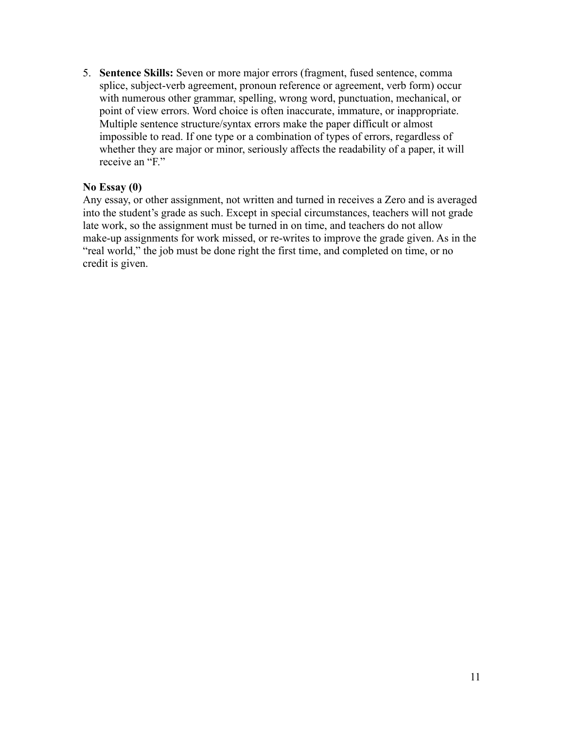5. **Sentence Skills:** Seven or more major errors (fragment, fused sentence, comma splice, subject-verb agreement, pronoun reference or agreement, verb form) occur with numerous other grammar, spelling, wrong word, punctuation, mechanical, or point of view errors. Word choice is often inaccurate, immature, or inappropriate. Multiple sentence structure/syntax errors make the paper difficult or almost impossible to read. If one type or a combination of types of errors, regardless of whether they are major or minor, seriously affects the readability of a paper, it will receive an "F."

**No Essay (0)**

Any essay, or other assignment, not written and turned in receives a Zero and is averaged into the student's grade as such. Except in special circumstances, teachers will not grade late work, so the assignment must be turned in on time, and teachers do not allow make-up assignments for work missed, or re-writes to improve the grade given. As in the "real world," the job must be done right the first time, and completed on time, or no credit is given.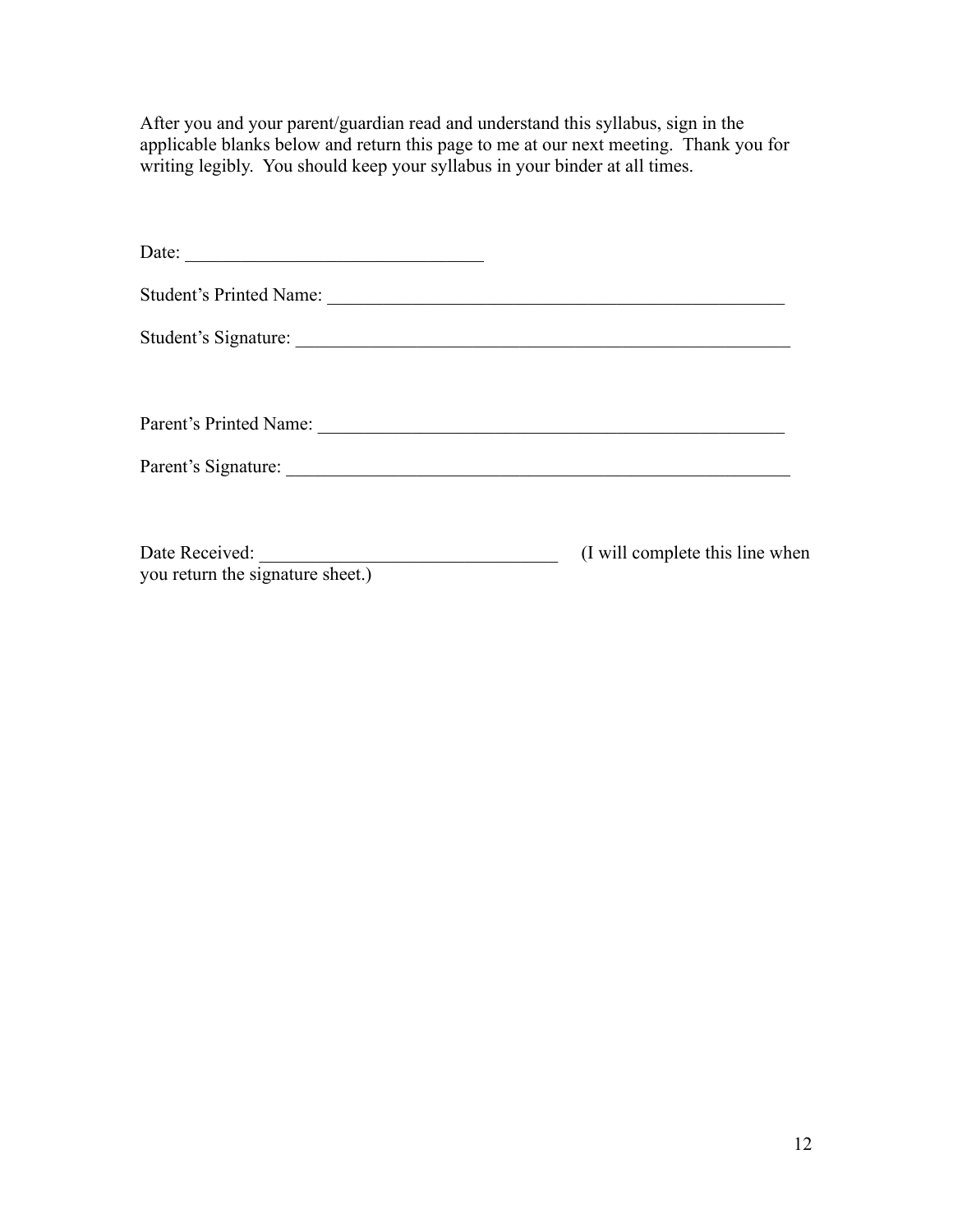After you and your parent/guardian read and understand this syllabus, sign in the applicable blanks below and return this page to me at our next meeting. Thank you for writing legibly. You should keep your syllabus in your binder at all times.

Date: ________________________________

Student's Printed Name: ___________________________________________________

Student's Signature: _______________________________________________________

Parent's Printed Name: ____________________________________________________

Parent's Signature: ________________________________________________________

Date Received: ________________________________ (I will complete this line when you return the signature sheet.)